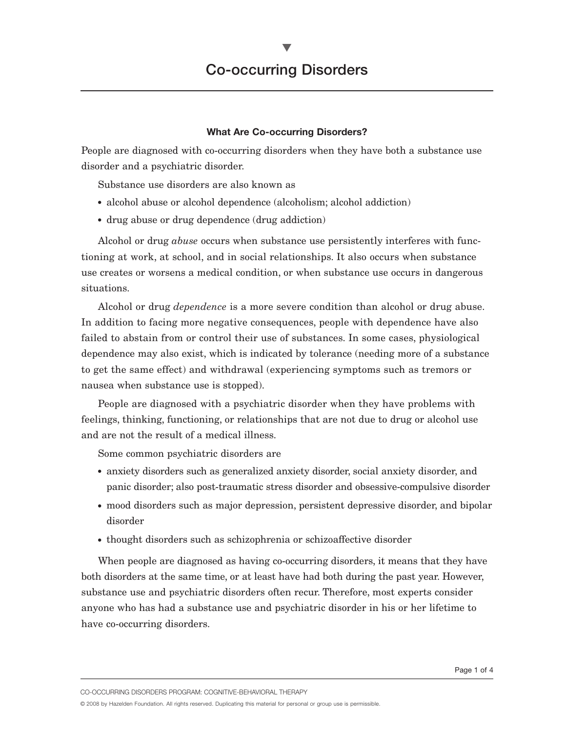# Co-occurring Disorders

### What Are Co-occurring Disorders?

People are diagnosed with co-occurring disorders when they have both a substance use disorder and a psychiatric disorder.

Substance use disorders are also known as

- alcohol abuse or alcohol dependence (alcoholism; alcohol addiction)
- drug abuse or drug dependence (drug addiction)

Alcohol or drug *abuse* occurs when substance use persistently interferes with functioning at work, at school, and in social relationships. It also occurs when substance use creates or worsens a medical condition, or when substance use occurs in dangerous situations.

Alcohol or drug *dependence* is a more severe condition than alcohol or drug abuse. In addition to facing more negative consequences, people with dependence have also failed to abstain from or control their use of substances. In some cases, physiological dependence may also exist, which is indicated by tolerance (needing more of a substance to get the same effect) and withdrawal (experiencing symptoms such as tremors or nausea when substance use is stopped).

People are diagnosed with a psychiatric disorder when they have problems with feelings, thinking, functioning, or relationships that are not due to drug or alcohol use and are not the result of a medical illness.

Some common psychiatric disorders are

- anxiety disorders such as generalized anxiety disorder, social anxiety disorder, and panic disorder; also post-traumatic stress disorder and obsessive-compulsive disorder
- mood disorders such as major depression, persistent depressive disorder, and bipolar disorder
- thought disorders such as schizophrenia or schizoaffective disorder

When people are diagnosed as having co-occurring disorders, it means that they have both disorders at the same time, or at least have had both during the past year. However, substance use and psychiatric disorders often recur. Therefore, most experts consider anyone who has had a substance use and psychiatric disorder in his or her lifetime to have co-occurring disorders.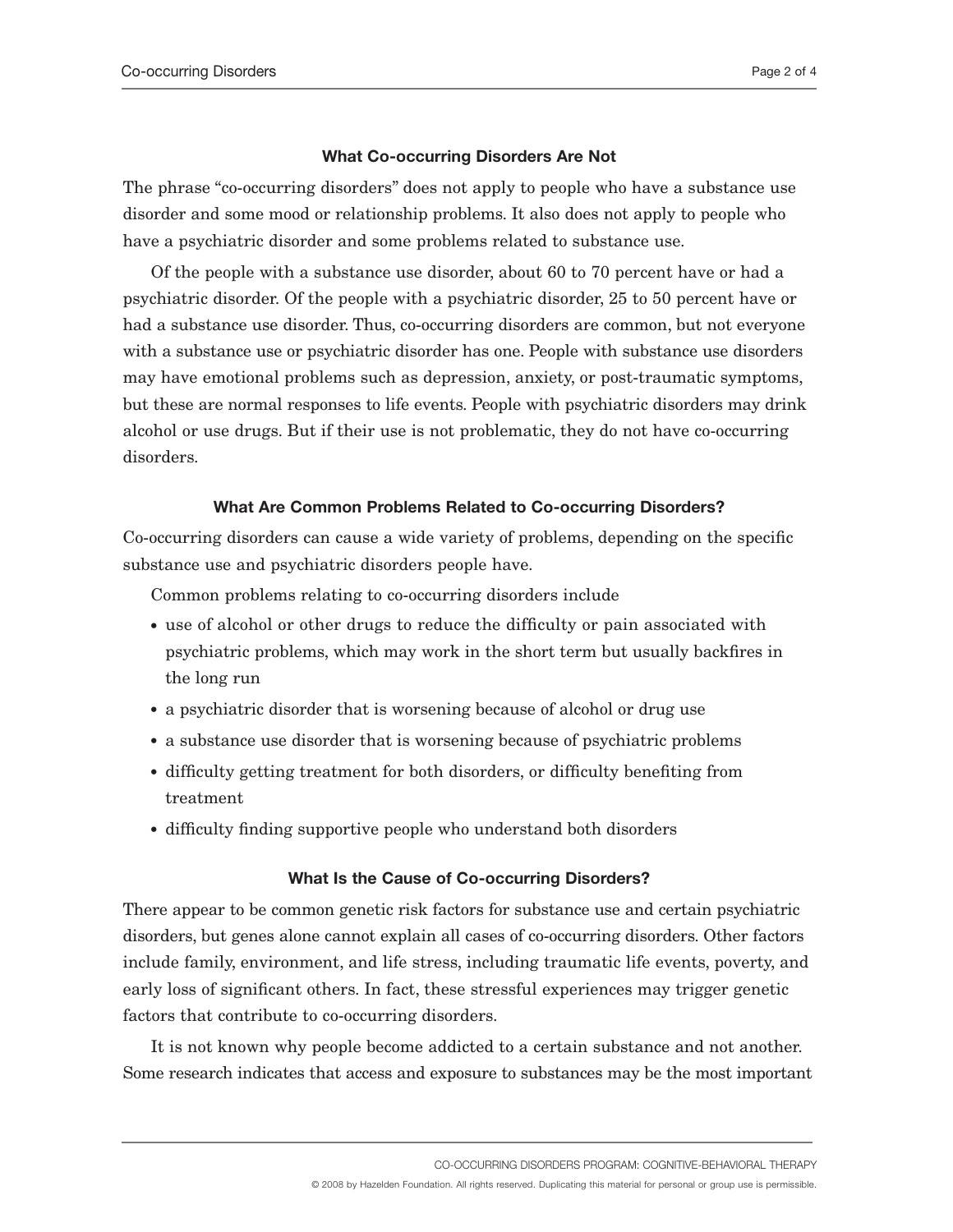### What Co-occurring Disorders Are Not

The phrase "co-occurring disorders" does not apply to people who have a substance use disorder and some mood or relationship problems. It also does not apply to people who have a psychiatric disorder and some problems related to substance use.

Of the people with a substance use disorder, about 60 to 70 percent have or had a psychiatric disorder. Of the people with a psychiatric disorder, 25 to 50 percent have or had a substance use disorder. Thus, co-occurring disorders are common, but not everyone with a substance use or psychiatric disorder has one. People with substance use disorders may have emotional problems such as depression, anxiety, or post-traumatic symptoms, but these are normal responses to life events. People with psychiatric disorders may drink alcohol or use drugs. But if their use is not problematic, they do not have co-occurring disorders.

### What Are Common Problems Related to Co-occurring Disorders?

Co-occurring disorders can cause a wide variety of problems, depending on the specific substance use and psychiatric disorders people have.

Common problems relating to co-occurring disorders include

- use of alcohol or other drugs to reduce the difficulty or pain associated with psychiatric problems, which may work in the short term but usually backfires in the long run
- a psychiatric disorder that is worsening because of alcohol or drug use
- a substance use disorder that is worsening because of psychiatric problems
- difficulty getting treatment for both disorders, or difficulty benefiting from treatment
- difficulty finding supportive people who understand both disorders

### What Is the Cause of Co-occurring Disorders?

There appear to be common genetic risk factors for substance use and certain psychiatric disorders, but genes alone cannot explain all cases of co-occurring disorders. Other factors include family, environment, and life stress, including traumatic life events, poverty, and early loss of significant others. In fact, these stressful experiences may trigger genetic factors that contribute to co-occurring disorders.

It is not known why people become addicted to a certain substance and not another. Some research indicates that access and exposure to substances may be the most important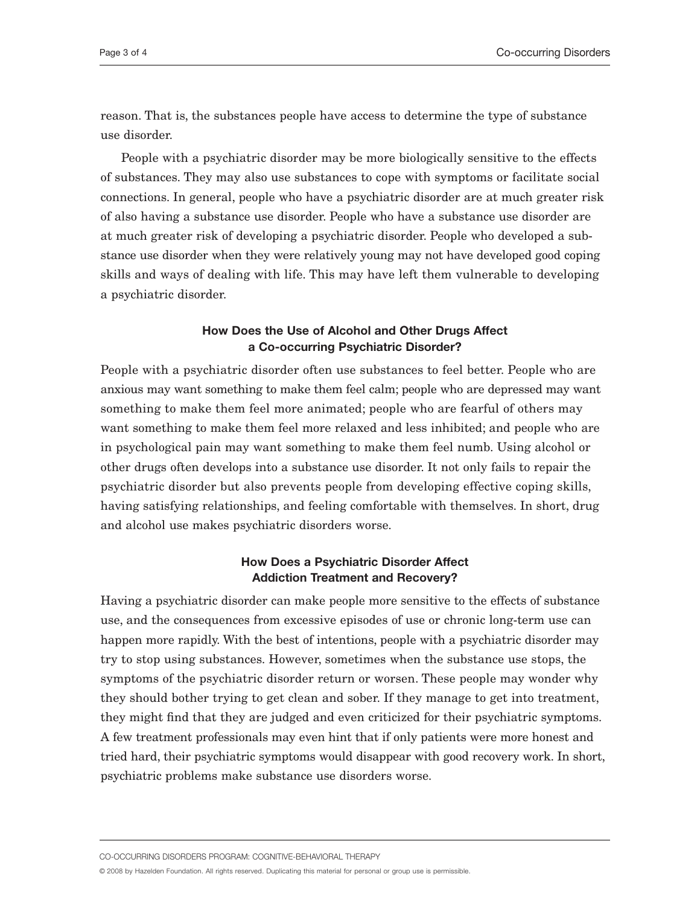reason. That is, the substances people have access to determine the type of substance use disorder.

People with a psychiatric disorder may be more biologically sensitive to the effects of substances. They may also use substances to cope with symptoms or facilitate social connections. In general, people who have a psychiatric disorder are at much greater risk of also having a substance use disorder. People who have a substance use disorder are at much greater risk of developing a psychiatric disorder. People who developed a substance use disorder when they were relatively young may not have developed good coping skills and ways of dealing with life. This may have left them vulnerable to developing a psychiatric disorder.

## How Does the Use of Alcohol and Other Drugs Affect a Co-occurring Psychiatric Disorder?

People with a psychiatric disorder often use substances to feel better. People who are anxious may want something to make them feel calm; people who are depressed may want something to make them feel more animated; people who are fearful of others may want something to make them feel more relaxed and less inhibited; and people who are in psychological pain may want something to make them feel numb. Using alcohol or other drugs often develops into a substance use disorder. It not only fails to repair the psychiatric disorder but also prevents people from developing effective coping skills, having satisfying relationships, and feeling comfortable with themselves. In short, drug and alcohol use makes psychiatric disorders worse.

## How Does a Psychiatric Disorder Affect Addiction Treatment and Recovery?

Having a psychiatric disorder can make people more sensitive to the effects of substance use, and the consequences from excessive episodes of use or chronic long-term use can happen more rapidly. With the best of intentions, people with a psychiatric disorder may try to stop using substances. However, sometimes when the substance use stops, the symptoms of the psychiatric disorder return or worsen. These people may wonder why they should bother trying to get clean and sober. If they manage to get into treatment, they might find that they are judged and even criticized for their psychiatric symptoms. A few treatment professionals may even hint that if only patients were more honest and tried hard, their psychiatric symptoms would disappear with good recovery work. In short, psychiatric problems make substance use disorders worse.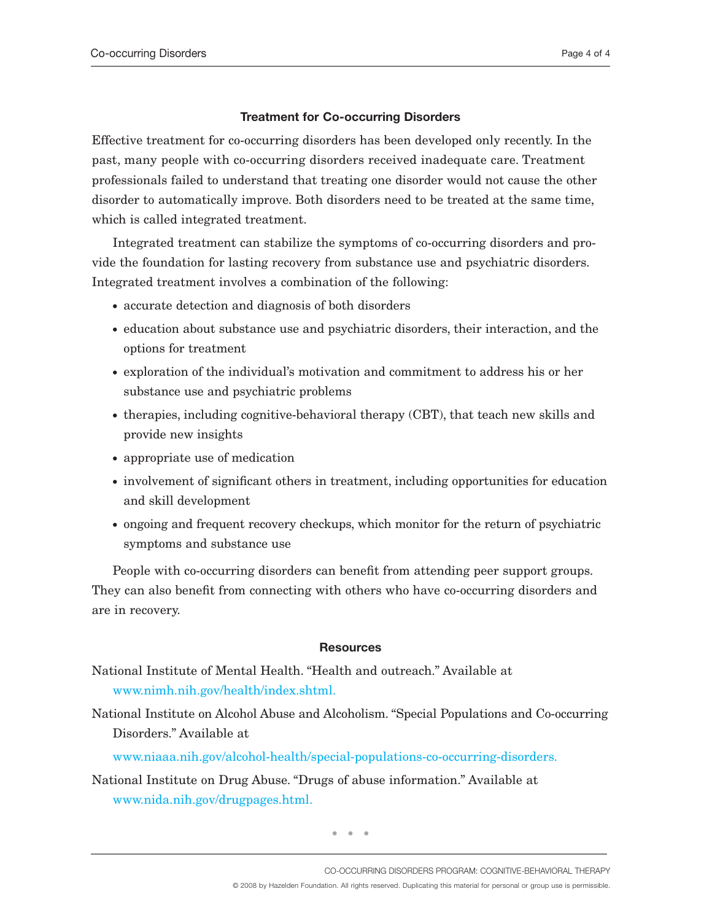## Treatment for Co-occurring Disorders

Effective treatment for co-occurring disorders has been developed only recently. In the past, many people with co-occurring disorders received inadequate care. Treatment professionals failed to understand that treating one disorder would not cause the other disorder to automatically improve. Both disorders need to be treated at the same time, which is called integrated treatment.

Integrated treatment can stabilize the symptoms of co-occurring disorders and provide the foundation for lasting recovery from substance use and psychiatric disorders. Integrated treatment involves a combination of the following:

- accurate detection and diagnosis of both disorders
- education about substance use and psychiatric disorders, their interaction, and the options for treatment
- exploration of the individual's motivation and commitment to address his or her substance use and psychiatric problems
- therapies, including cognitive-behavioral therapy (CBT), that teach new skills and provide new insights
- appropriate use of medication
- involvement of significant others in treatment, including opportunities for education and skill development
- ongoing and frequent recovery checkups, which monitor for the return of psychiatric symptoms and substance use

People with co-occurring disorders can benefit from attending peer support groups. They can also benefit from connecting with others who have co-occurring disorders and are in recovery.

## Resources

National Institute of Mental Health. "Health and outreach." Available at www.nimh.nih.gov/health/index.shtml.

National Institute on Alcohol Abuse and Alcoholism. "Special Populations and Co-occurring Disorders." Available at www.niaaa.nih.gov/alcohol-health/special-populations-co-occurring-disorders.

National Institute on Drug Abuse. "Drugs of abuse information." Available at www.nida.nih.gov/drugpages.html.

• • •

CO-OCCURRING DISORDERS PROGRAM: COGNITIVE-BEHAVIORAL THERAPY

© 2008 by Hazelden Foundation. All rights reserved. Duplicating this material for personal or group use is permissible.